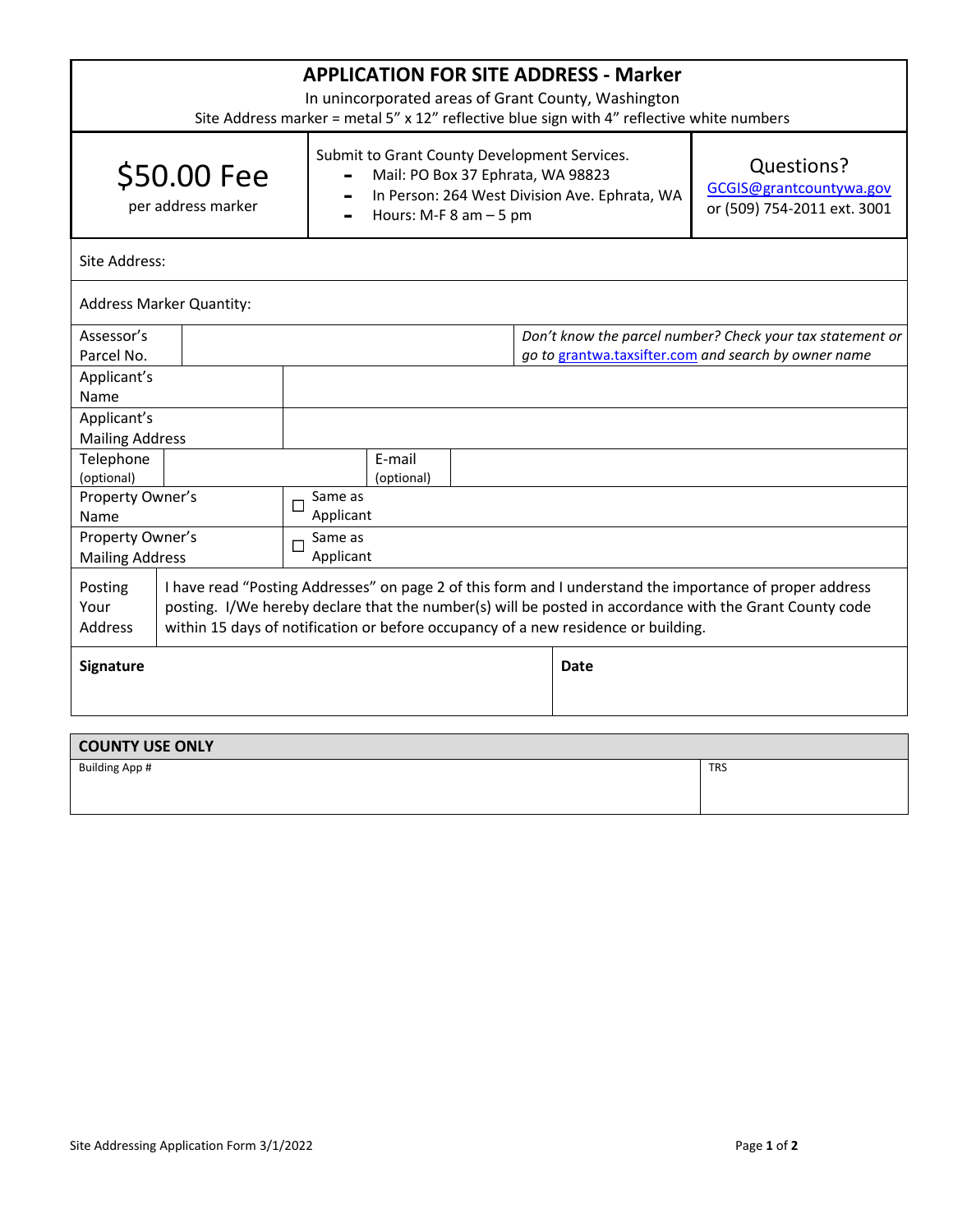# APPLICATION FOR SITE ADDRESS - Marker

In unincorporated areas of Grant County, Washington

Site Address marker = metal 5" x 12" reflective blue sign with 4" reflective white numbers

| | | |
|---|---|---|
| $50.00 Fee<br>per address marker | Submit to Grant County Development Services.<br>- Mail: PO Box 37 Ephrata, WA 98823<br>- In Person: 264 West Division Ave. Ephrata, WA<br>- Hours: M-F 8 am – 5 pm | Questions?<br>GCGIS@grantcountywa.gov<br>or (509) 754-2011 ext. 3001 |

| | | | |
|---|---|---|---|
| Site Address: | | | |
| Address Marker Quantity: | | | |
| Assessor's Parcel No. | | *Don't know the parcel number? Check your tax statement or go to grantwa.taxsifter.com and search by owner name* | |
| Applicant's Name | | | |
| Applicant's Mailing Address | | | |
| Telephone (optional) | | E-mail (optional) | |
| Property Owner's Name | ☐ Same as Applicant | | |
| Property Owner's Mailing Address | ☐ Same as Applicant | | |
| Posting Your Address | I have read "Posting Addresses" on page 2 of this form and I understand the importance of proper address posting. I/We hereby declare that the number(s) will be posted in accordance with the Grant County code within 15 days of notification or before occupancy of a new residence or building. | | |
| **Signature** | | **Date** | |

| **COUNTY USE ONLY** | |
|---|---|
| Building App # | TRS |

Site Addressing Application Form 3/1/2022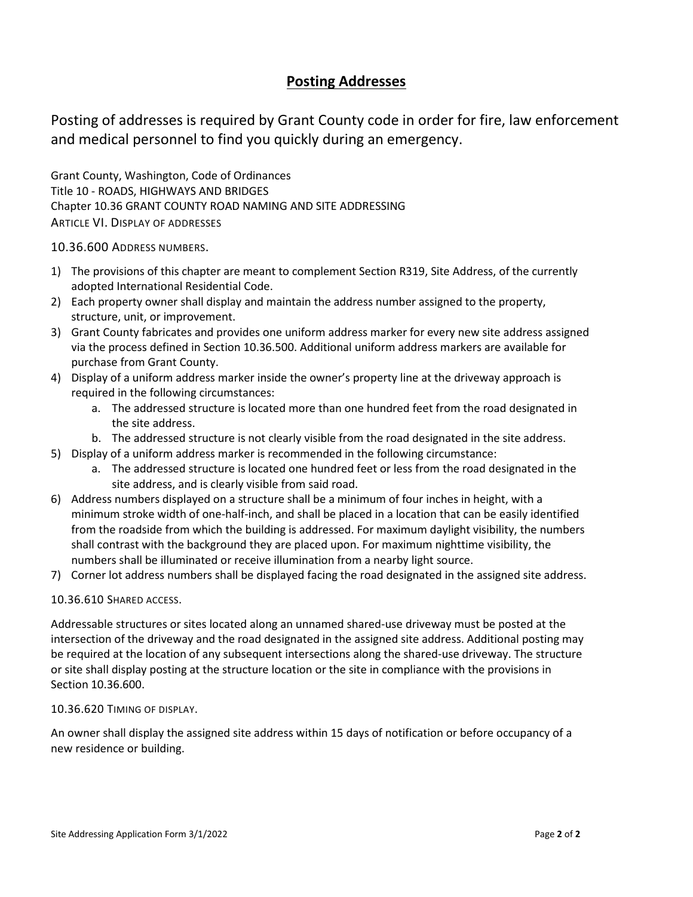# Posting Addresses

## Posting of addresses is required by Grant County code in order for fire, law enforcement and medical personnel to find you quickly during an emergency.

Grant County, Washington, Code of Ordinances
Title 10 - ROADS, HIGHWAYS AND BRIDGES
Chapter 10.36 GRANT COUNTY ROAD NAMING AND SITE ADDRESSING
ARTICLE VI. DISPLAY OF ADDRESSES

10.36.600 ADDRESS NUMBERS.

1) The provisions of this chapter are meant to complement Section R319, Site Address, of the currently adopted International Residential Code.
2) Each property owner shall display and maintain the address number assigned to the property, structure, unit, or improvement.
3) Grant County fabricates and provides one uniform address marker for every new site address assigned via the process defined in Section 10.36.500. Additional uniform address markers are available for purchase from Grant County.
4) Display of a uniform address marker inside the owner's property line at the driveway approach is required in the following circumstances:
    a. The addressed structure is located more than one hundred feet from the road designated in the site address.
    b. The addressed structure is not clearly visible from the road designated in the site address.
5) Display of a uniform address marker is recommended in the following circumstance:
    a. The addressed structure is located one hundred feet or less from the road designated in the site address, and is clearly visible from said road.
6) Address numbers displayed on a structure shall be a minimum of four inches in height, with a minimum stroke width of one-half-inch, and shall be placed in a location that can be easily identified from the roadside from which the building is addressed. For maximum daylight visibility, the numbers shall contrast with the background they are placed upon. For maximum nighttime visibility, the numbers shall be illuminated or receive illumination from a nearby light source.
7) Corner lot address numbers shall be displayed facing the road designated in the assigned site address.

10.36.610 SHARED ACCESS.

Addressable structures or sites located along an unnamed shared-use driveway must be posted at the intersection of the driveway and the road designated in the assigned site address. Additional posting may be required at the location of any subsequent intersections along the shared-use driveway. The structure or site shall display posting at the structure location or the site in compliance with the provisions in Section 10.36.600.

10.36.620 TIMING OF DISPLAY.

An owner shall display the assigned site address within 15 days of notification or before occupancy of a new residence or building.

Site Addressing Application Form 3/1/2022